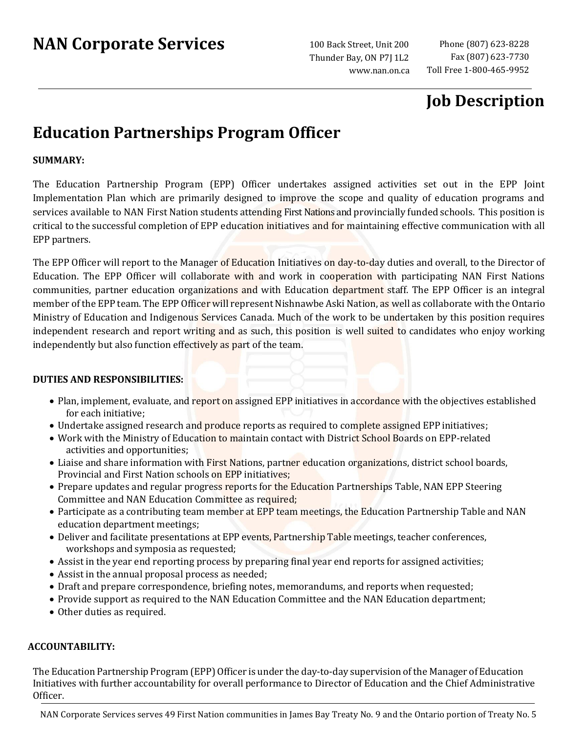# NAN Corporate Services

100 Back Street, Unit 200
Thunder Bay, ON P7J 1L2
www.nan.on.ca

Phone (807) 623-8228
Fax (807) 623-7730
Toll Free 1-800-465-9952

## Job Description

# Education Partnerships Program Officer

**SUMMARY:**

The Education Partnership Program (EPP) Officer undertakes assigned activities set out in the EPP Joint Implementation Plan which are primarily designed to improve the scope and quality of education programs and services available to NAN First Nation students attending First Nations and provincially funded schools. This position is critical to the successful completion of EPP education initiatives and for maintaining effective communication with all EPP partners.

The EPP Officer will report to the Manager of Education Initiatives on day-to-day duties and overall, to the Director of Education. The EPP Officer will collaborate with and work in cooperation with participating NAN First Nations communities, partner education organizations and with Education department staff. The EPP Officer is an integral member of the EPP team. The EPP Officer will represent Nishnawbe Aski Nation, as well as collaborate with the Ontario Ministry of Education and Indigenous Services Canada. Much of the work to be undertaken by this position requires independent research and report writing and as such, this position is well suited to candidates who enjoy working independently but also function effectively as part of the team.

**DUTIES AND RESPONSIBILITIES:**

- Plan, implement, evaluate, and report on assigned EPP initiatives in accordance with the objectives established for each initiative;
- Undertake assigned research and produce reports as required to complete assigned EPP initiatives;
- Work with the Ministry of Education to maintain contact with District School Boards on EPP-related activities and opportunities;
- Liaise and share information with First Nations, partner education organizations, district school boards, Provincial and First Nation schools on EPP initiatives;
- Prepare updates and regular progress reports for the Education Partnerships Table, NAN EPP Steering Committee and NAN Education Committee as required;
- Participate as a contributing team member at EPP team meetings, the Education Partnership Table and NAN education department meetings;
- Deliver and facilitate presentations at EPP events, Partnership Table meetings, teacher conferences, workshops and symposia as requested;
- Assist in the year end reporting process by preparing final year end reports for assigned activities;
- Assist in the annual proposal process as needed;
- Draft and prepare correspondence, briefing notes, memorandums, and reports when requested;
- Provide support as required to the NAN Education Committee and the NAN Education department;
- Other duties as required.

**ACCOUNTABILITY:**

The Education Partnership Program (EPP) Officer is under the day-to-day supervision of the Manager of Education Initiatives with further accountability for overall performance to Director of Education and the Chief Administrative Officer.

NAN Corporate Services serves 49 First Nation communities in James Bay Treaty No. 9 and the Ontario portion of Treaty No. 5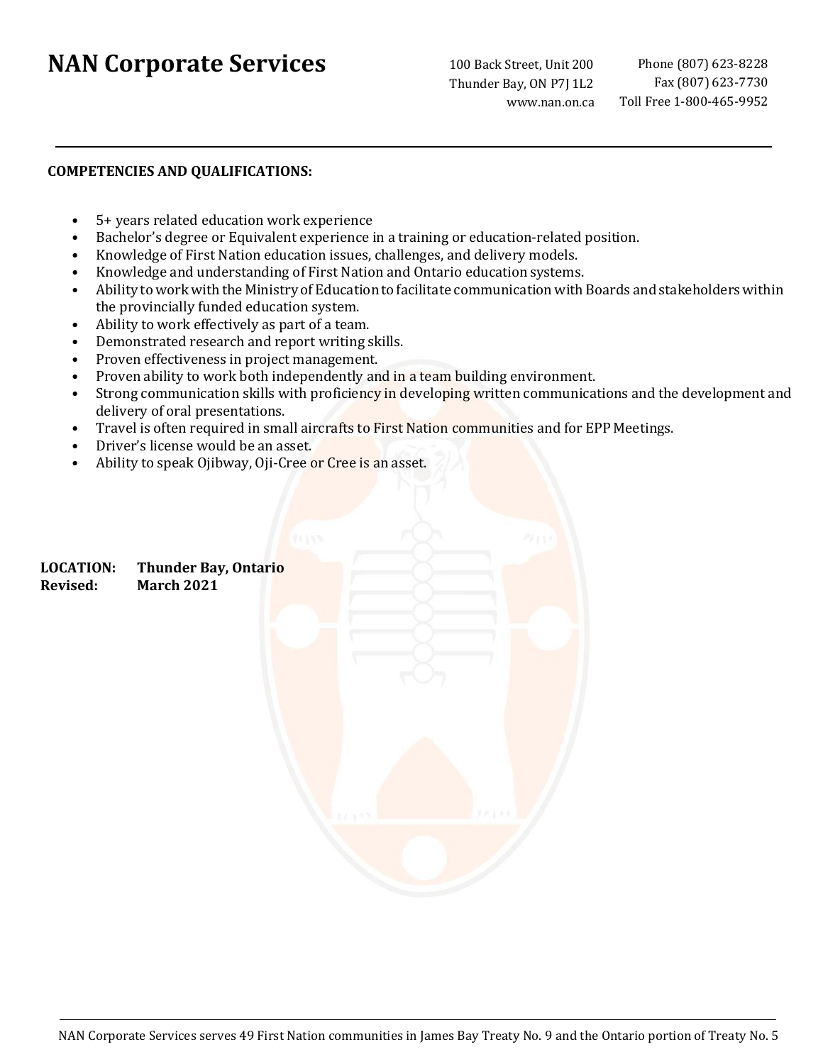**COMPETENCIES AND QUALIFICATIONS:**

- 5+ years related education work experience
- Bachelor's degree or Equivalent experience in a training or education-related position.
- Knowledge of First Nation education issues, challenges, and delivery models.
- Knowledge and understanding of First Nation and Ontario education systems.
- Ability to work with the Ministry of Education to facilitate communication with Boards and stakeholders within the provincially funded education system.
- Ability to work effectively as part of a team.
- Demonstrated research and report writing skills.
- Proven effectiveness in project management.
- Proven ability to work both independently and in a team building environment.
- Strong communication skills with proficiency in developing written communications and the development and delivery of oral presentations.
- Travel is often required in small aircrafts to First Nation communities and for EPP Meetings.
- Driver's license would be an asset.
- Ability to speak Ojibway, Oji-Cree or Cree is an asset.

**LOCATION:** **Thunder Bay, Ontario**
**Revised:** **March 2021**